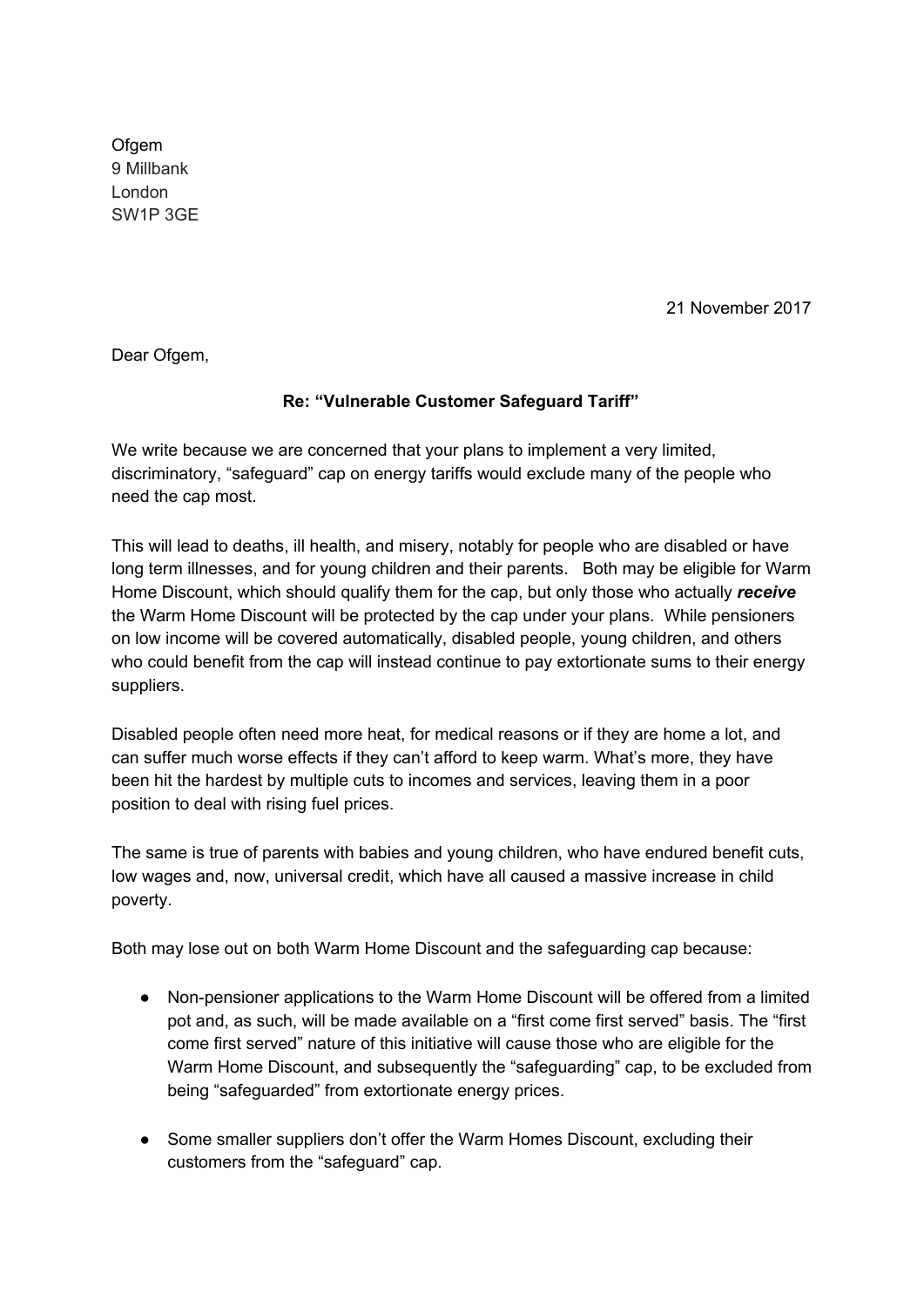Ofgem
9 Millbank
London
SW1P 3GE

21 November 2017

Dear Ofgem,

**Re: "Vulnerable Customer Safeguard Tariff"**

We write because we are concerned that your plans to implement a very limited, discriminatory, "safeguard" cap on energy tariffs would exclude many of the people who need the cap most.

This will lead to deaths, ill health, and misery, notably for people who are disabled or have long term illnesses, and for young children and their parents. Both may be eligible for Warm Home Discount, which should qualify them for the cap, but only those who actually ***receive*** the Warm Home Discount will be protected by the cap under your plans. While pensioners on low income will be covered automatically, disabled people, young children, and others who could benefit from the cap will instead continue to pay extortionate sums to their energy suppliers.

Disabled people often need more heat, for medical reasons or if they are home a lot, and can suffer much worse effects if they can't afford to keep warm. What's more, they have been hit the hardest by multiple cuts to incomes and services, leaving them in a poor position to deal with rising fuel prices.

The same is true of parents with babies and young children, who have endured benefit cuts, low wages and, now, universal credit, which have all caused a massive increase in child poverty.

Both may lose out on both Warm Home Discount and the safeguarding cap because:

- Non-pensioner applications to the Warm Home Discount will be offered from a limited pot and, as such, will be made available on a "first come first served" basis. The "first come first served" nature of this initiative will cause those who are eligible for the Warm Home Discount, and subsequently the "safeguarding" cap, to be excluded from being "safeguarded" from extortionate energy prices.

- Some smaller suppliers don't offer the Warm Homes Discount, excluding their customers from the "safeguard" cap.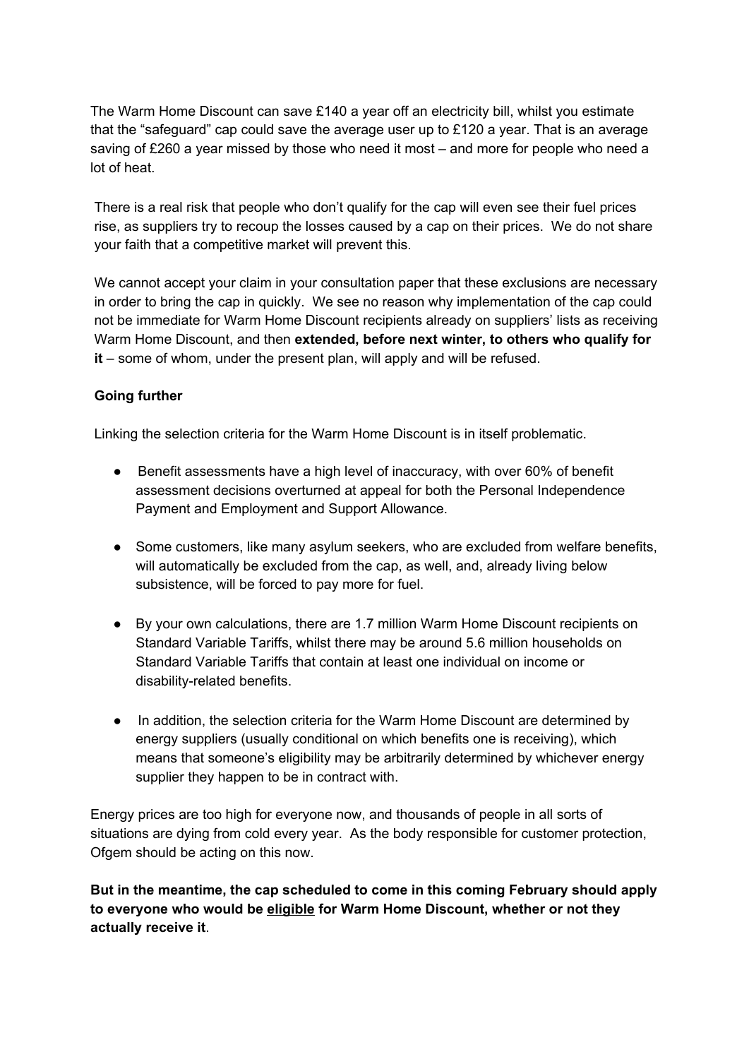The Warm Home Discount can save £140 a year off an electricity bill, whilst you estimate that the "safeguard" cap could save the average user up to £120 a year. That is an average saving of £260 a year missed by those who need it most – and more for people who need a lot of heat.

There is a real risk that people who don't qualify for the cap will even see their fuel prices rise, as suppliers try to recoup the losses caused by a cap on their prices. We do not share your faith that a competitive market will prevent this.

We cannot accept your claim in your consultation paper that these exclusions are necessary in order to bring the cap in quickly. We see no reason why implementation of the cap could not be immediate for Warm Home Discount recipients already on suppliers' lists as receiving Warm Home Discount, and then **extended, before next winter, to others who qualify for it** – some of whom, under the present plan, will apply and will be refused.

**Going further**

Linking the selection criteria for the Warm Home Discount is in itself problematic.

- Benefit assessments have a high level of inaccuracy, with over 60% of benefit assessment decisions overturned at appeal for both the Personal Independence Payment and Employment and Support Allowance.
- Some customers, like many asylum seekers, who are excluded from welfare benefits, will automatically be excluded from the cap, as well, and, already living below subsistence, will be forced to pay more for fuel.
- By your own calculations, there are 1.7 million Warm Home Discount recipients on Standard Variable Tariffs, whilst there may be around 5.6 million households on Standard Variable Tariffs that contain at least one individual on income or disability-related benefits.
- In addition, the selection criteria for the Warm Home Discount are determined by energy suppliers (usually conditional on which benefits one is receiving), which means that someone's eligibility may be arbitrarily determined by whichever energy supplier they happen to be in contract with.

Energy prices are too high for everyone now, and thousands of people in all sorts of situations are dying from cold every year. As the body responsible for customer protection, Ofgem should be acting on this now.

**But in the meantime, the cap scheduled to come in this coming February should apply to everyone who would be <u>eligible</u> for Warm Home Discount, whether or not they actually receive it**.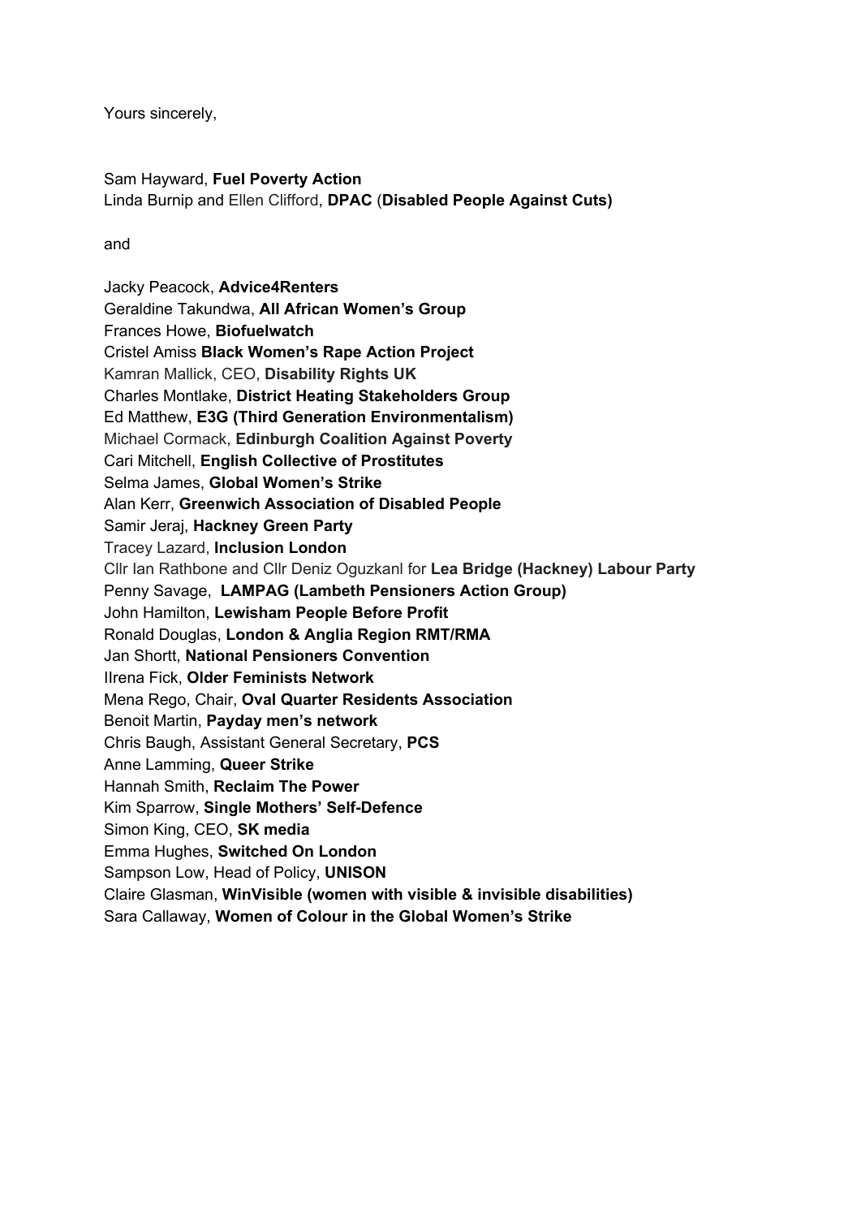Yours sincerely,

Sam Hayward, **Fuel Poverty Action**
Linda Burnip and Ellen Clifford, **DPAC** (**Disabled People Against Cuts)**

and

Jacky Peacock, **Advice4Renters**
Geraldine Takundwa, **All African Women's Group**
Frances Howe, **Biofuelwatch**
Cristel Amiss **Black Women's Rape Action Project**
Kamran Mallick, CEO, **Disability Rights UK**
Charles Montlake, **District Heating Stakeholders Group**
Ed Matthew, **E3G (Third Generation Environmentalism)**
Michael Cormack, **Edinburgh Coalition Against Poverty**
Cari Mitchell, **English Collective of Prostitutes**
Selma James, **Global Women's Strike**
Alan Kerr, **Greenwich Association of Disabled People**
Samir Jeraj, **Hackney Green Party**
Tracey Lazard, **Inclusion London**
Cllr Ian Rathbone and Cllr Deniz Oguzkanl for **Lea Bridge (Hackney) Labour Party**
Penny Savage, **LAMPAG (Lambeth Pensioners Action Group)**
John Hamilton, **Lewisham People Before Profit**
Ronald Douglas, **London & Anglia Region RMT/RMA**
Jan Shortt, **National Pensioners Convention**
Ilrena Fick, **Older Feminists Network**
Mena Rego, Chair, **Oval Quarter Residents Association**
Benoit Martin, **Payday men's network**
Chris Baugh, Assistant General Secretary, **PCS**
Anne Lamming, **Queer Strike**
Hannah Smith, **Reclaim The Power**
Kim Sparrow, **Single Mothers' Self-Defence**
Simon King, CEO, **SK media**
Emma Hughes, **Switched On London**
Sampson Low, Head of Policy, **UNISON**
Claire Glasman, **WinVisible (women with visible & invisible disabilities)**
Sara Callaway, **Women of Colour in the Global Women's Strike**